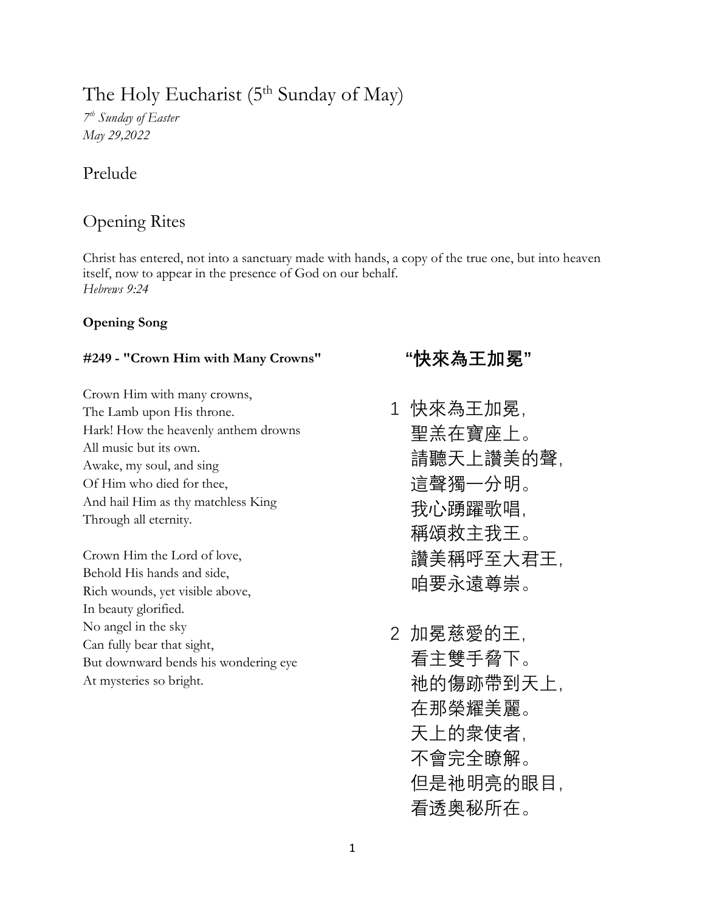# The Holy Eucharist (5th Sunday of May)

*7th Sunday of Easter*
*May 29,2022*

## Prelude

## Opening Rites

Christ has entered, not into a sanctuary made with hands, a copy of the true one, but into heaven itself, now to appear in the presence of God on our behalf.
*Hebrews 9:24*

**Opening Song**

**#249 - "Crown Him with Many Crowns"**

Crown Him with many crowns,
The Lamb upon His throne.
Hark! How the heavenly anthem drowns
All music but its own.
Awake, my soul, and sing
Of Him who died for thee,
And hail Him as thy matchless King
Through all eternity.

Crown Him the Lord of love,
Behold His hands and side,
Rich wounds, yet visible above,
In beauty glorified.
No angel in the sky
Can fully bear that sight,
But downward bends his wondering eye
At mysteries so bright.

**"快來為王加冕"**

1 快來為王加冕,
聖羔在寶座上。
請聽天上讚美的聲,
這聲獨一分明。
我心踴躍歌唱,
稱頌救主我王。
讚美稱呼至大君王,
咱要永遠尊崇。

2 加冕慈愛的王,
看主雙手脅下。
祂的傷跡帶到天上,
在那榮耀美麗。
天上的衆使者,
不會完全瞭解。
但是祂明亮的眼目,
看透奧秘所在。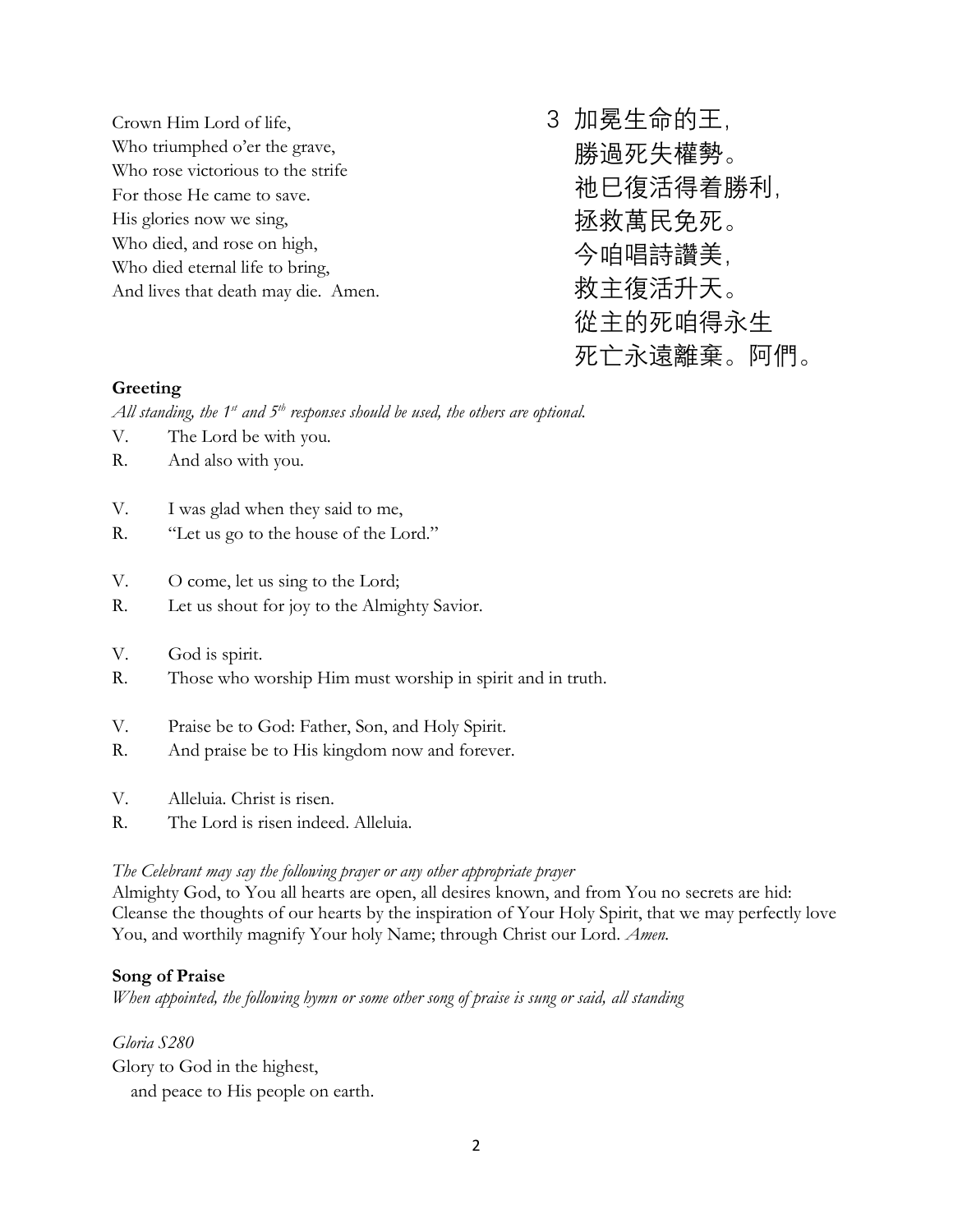Crown Him Lord of life,
Who triumphed o'er the grave,
Who rose victorious to the strife
For those He came to save.
His glories now we sing,
Who died, and rose on high,
Who died eternal life to bring,
And lives that death may die. Amen.

3 加冕生命的王，
勝過死失權勢。
祂已復活得着勝利，
拯救萬民免死。
今咱唱詩讚美，
救主復活升天。
從主的死咱得永生
死亡永遠離棄。阿們。

**Greeting**

*All standing, the 1st and 5th responses should be used, the others are optional.*

V. The Lord be with you.
R. And also with you.

V. I was glad when they said to me,
R. "Let us go to the house of the Lord."

V. O come, let us sing to the Lord;
R. Let us shout for joy to the Almighty Savior.

V. God is spirit.
R. Those who worship Him must worship in spirit and in truth.

V. Praise be to God: Father, Son, and Holy Spirit.
R. And praise be to His kingdom now and forever.

V. Alleluia. Christ is risen.
R. The Lord is risen indeed. Alleluia.

*The Celebrant may say the following prayer or any other appropriate prayer*

Almighty God, to You all hearts are open, all desires known, and from You no secrets are hid: Cleanse the thoughts of our hearts by the inspiration of Your Holy Spirit, that we may perfectly love You, and worthily magnify Your holy Name; through Christ our Lord. *Amen.*

**Song of Praise**

*When appointed, the following hymn or some other song of praise is sung or said, all standing*

*Gloria S280*

Glory to God in the highest,
  and peace to His people on earth.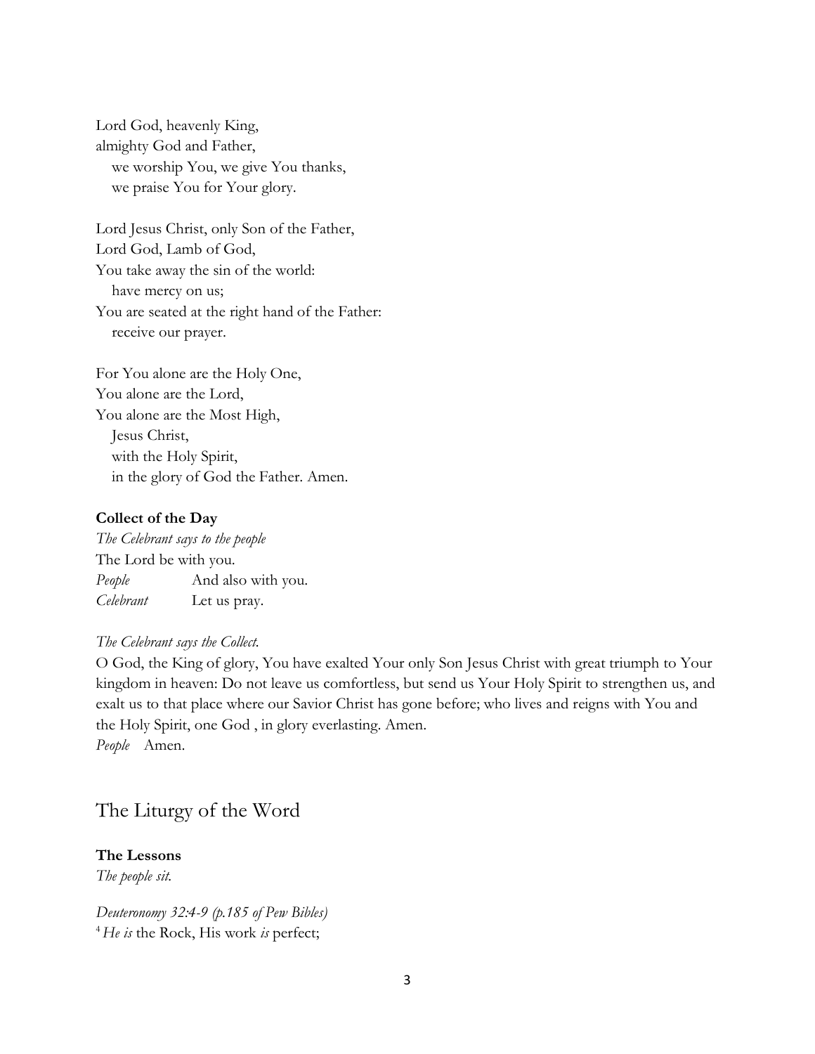Lord God, heavenly King,  
almighty God and Father,  
  we worship You, we give You thanks,  
  we praise You for Your glory.

Lord Jesus Christ, only Son of the Father,  
Lord God, Lamb of God,  
You take away the sin of the world:  
  have mercy on us;  
You are seated at the right hand of the Father:  
  receive our prayer.

For You alone are the Holy One,  
You alone are the Lord,  
You alone are the Most High,  
  Jesus Christ,  
  with the Holy Spirit,  
  in the glory of God the Father. Amen.

**Collect of the Day**

*The Celebrant says to the people*  
The Lord be with you.  
*People* And also with you.  
*Celebrant* Let us pray.

*The Celebrant says the Collect.*  
O God, the King of glory, You have exalted Your only Son Jesus Christ with great triumph to Your kingdom in heaven: Do not leave us comfortless, but send us Your Holy Spirit to strengthen us, and exalt us to that place where our Savior Christ has gone before; who lives and reigns with You and the Holy Spirit, one God , in glory everlasting. Amen.  
*People* Amen.

## The Liturgy of the Word

**The Lessons**

*The people sit.*

*Deuteronomy 32:4-9 (p.185 of Pew Bibles)*  
[4] *He is* the Rock, His work *is* perfect;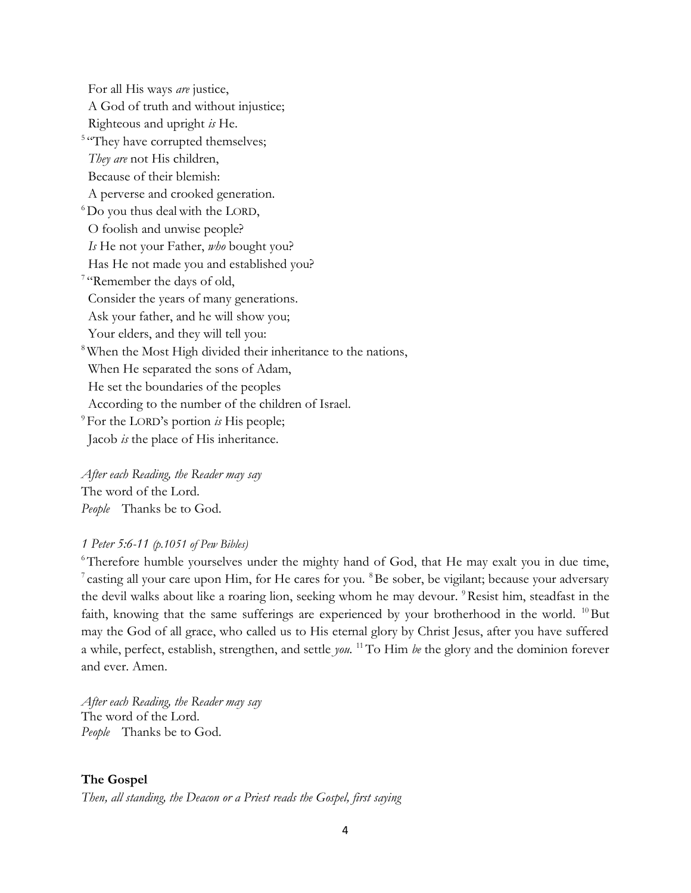For all His ways *are* justice,
A God of truth and without injustice;
Righteous and upright *is* He.
[5] "They have corrupted themselves;
*They are* not His children,
Because of their blemish:
A perverse and crooked generation.
[6] Do you thus deal with the LORD,
O foolish and unwise people?
*Is* He not your Father, *who* bought you?
Has He not made you and established you?
[7] "Remember the days of old,
Consider the years of many generations.
Ask your father, and he will show you;
Your elders, and they will tell you:
[8] When the Most High divided their inheritance to the nations,
When He separated the sons of Adam,
He set the boundaries of the peoples
According to the number of the children of Israel.
[9] For the LORD's portion *is* His people;
Jacob *is* the place of His inheritance.

*After each Reading, the Reader may say*
The word of the Lord.
*People* Thanks be to God.

*1 Peter 5:6-11 (p.1051 of Pew Bibles)*

[6] Therefore humble yourselves under the mighty hand of God, that He may exalt you in due time, [7] casting all your care upon Him, for He cares for you. [8] Be sober, be vigilant; because your adversary the devil walks about like a roaring lion, seeking whom he may devour. [9] Resist him, steadfast in the faith, knowing that the same sufferings are experienced by your brotherhood in the world. [10] But may the God of all grace, who called us to His eternal glory by Christ Jesus, after you have suffered a while, perfect, establish, strengthen, and settle *you.* [11] To Him *be* the glory and the dominion forever and ever. Amen.

*After each Reading, the Reader may say*
The word of the Lord.
*People* Thanks be to God.

**The Gospel**
*Then, all standing, the Deacon or a Priest reads the Gospel, first saying*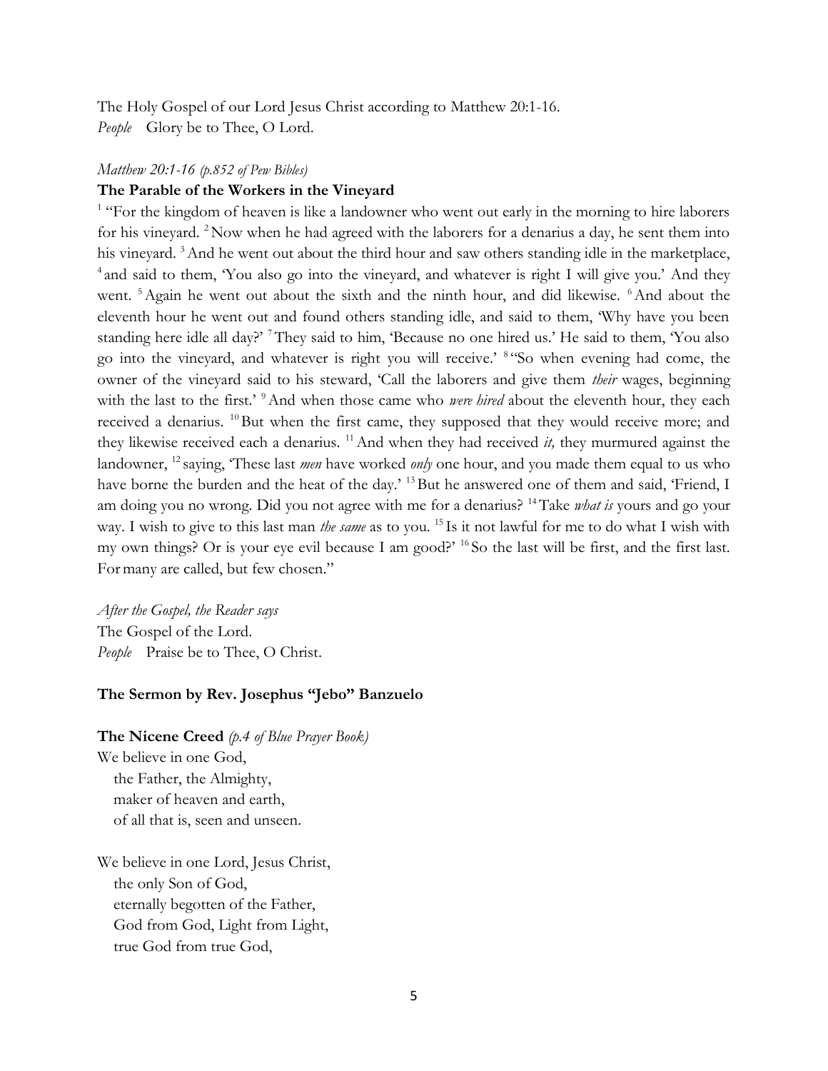The Holy Gospel of our Lord Jesus Christ according to Matthew 20:1-16.
*People* Glory be to Thee, O Lord.

*Matthew 20:1-16 (p.852 of Pew Bibles)*

**The Parable of the Workers in the Vineyard**

[1] "For the kingdom of heaven is like a landowner who went out early in the morning to hire laborers for his vineyard. [2] Now when he had agreed with the laborers for a denarius a day, he sent them into his vineyard. [3] And he went out about the third hour and saw others standing idle in the marketplace, [4] and said to them, 'You also go into the vineyard, and whatever is right I will give you.' And they went. [5] Again he went out about the sixth and the ninth hour, and did likewise. [6] And about the eleventh hour he went out and found others standing idle, and said to them, 'Why have you been standing here idle all day?' [7] They said to him, 'Because no one hired us.' He said to them, 'You also go into the vineyard, and whatever is right you will receive.' [8] "So when evening had come, the owner of the vineyard said to his steward, 'Call the laborers and give them *their* wages, beginning with the last to the first.' [9] And when those came who *were hired* about the eleventh hour, they each received a denarius. [10] But when the first came, they supposed that they would receive more; and they likewise received each a denarius. [11] And when they had received *it,* they murmured against the landowner, [12] saying, 'These last *men* have worked *only* one hour, and you made them equal to us who have borne the burden and the heat of the day.' [13] But he answered one of them and said, 'Friend, I am doing you no wrong. Did you not agree with me for a denarius? [14] Take *what is* yours and go your way. I wish to give to this last man *the same* as to you. [15] Is it not lawful for me to do what I wish with my own things? Or is your eye evil because I am good?' [16] So the last will be first, and the first last. For many are called, but few chosen."

*After the Gospel, the Reader says*
The Gospel of the Lord.
*People* Praise be to Thee, O Christ.

**The Sermon by Rev. Josephus "Jebo" Banzuelo**

**The Nicene Creed** *(p.4 of Blue Prayer Book)*

We believe in one God,
the Father, the Almighty,
maker of heaven and earth,
of all that is, seen and unseen.

We believe in one Lord, Jesus Christ,
the only Son of God,
eternally begotten of the Father,
God from God, Light from Light,
true God from true God,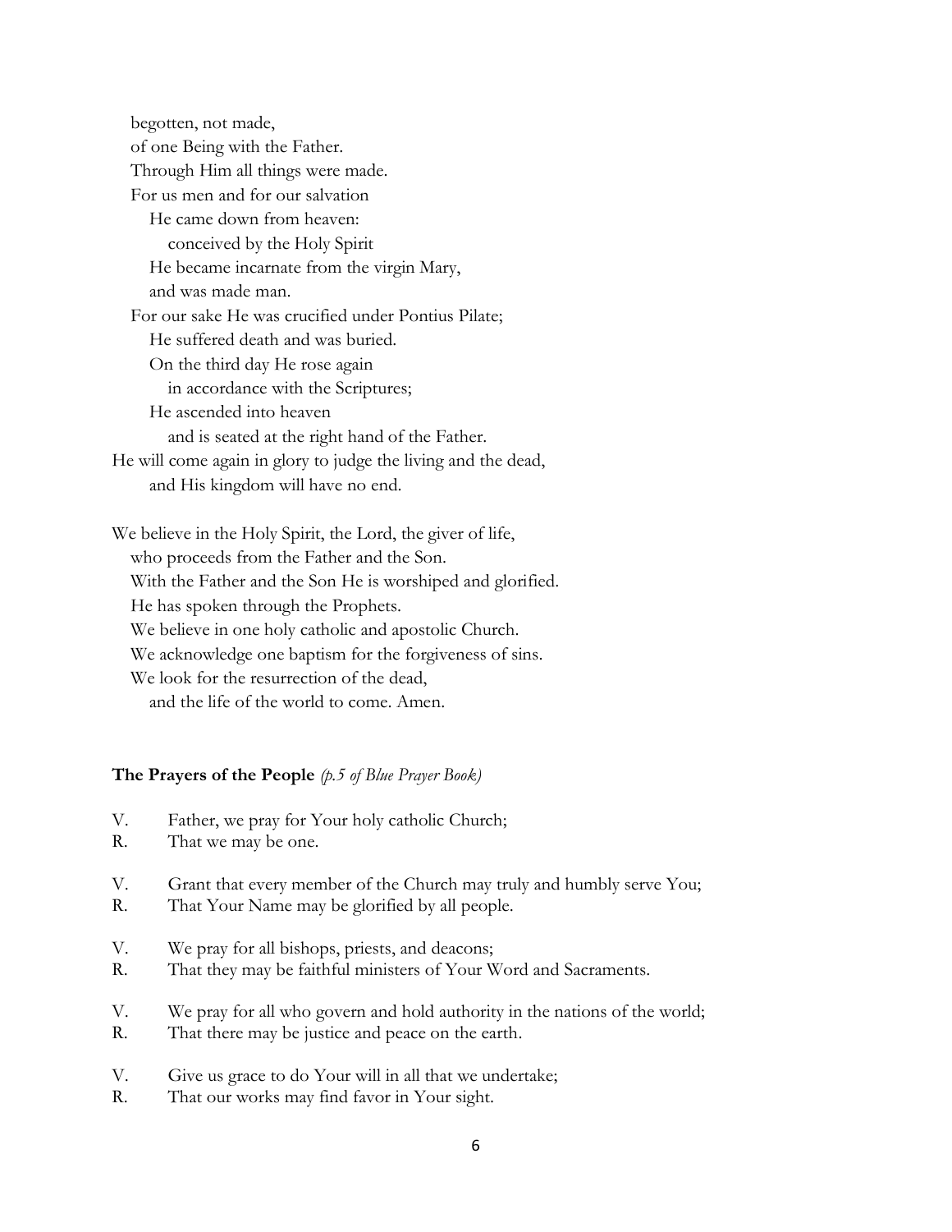begotten, not made,  
of one Being with the Father.  
Through Him all things were made.  
For us men and for our salvation  
He came down from heaven:  
conceived by the Holy Spirit  
He became incarnate from the virgin Mary,  
and was made man.  
For our sake He was crucified under Pontius Pilate;  
He suffered death and was buried.  
On the third day He rose again  
in accordance with the Scriptures;  
He ascended into heaven  
and is seated at the right hand of the Father.  
He will come again in glory to judge the living and the dead,  
and His kingdom will have no end.

We believe in the Holy Spirit, the Lord, the giver of life,  
who proceeds from the Father and the Son.  
With the Father and the Son He is worshiped and glorified.  
He has spoken through the Prophets.  
We believe in one holy catholic and apostolic Church.  
We acknowledge one baptism for the forgiveness of sins.  
We look for the resurrection of the dead,  
and the life of the world to come. Amen.

**The Prayers of the People** *(p.5 of Blue Prayer Book)*

V. Father, we pray for Your holy catholic Church;  
R. That we may be one.

V. Grant that every member of the Church may truly and humbly serve You;  
R. That Your Name may be glorified by all people.

V. We pray for all bishops, priests, and deacons;  
R. That they may be faithful ministers of Your Word and Sacraments.

V. We pray for all who govern and hold authority in the nations of the world;  
R. That there may be justice and peace on the earth.

V. Give us grace to do Your will in all that we undertake;  
R. That our works may find favor in Your sight.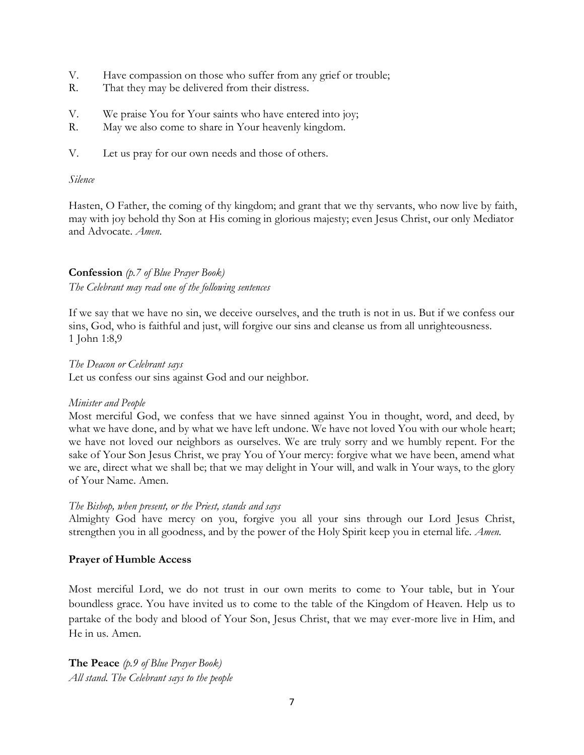V. Have compassion on those who suffer from any grief or trouble;
R. That they may be delivered from their distress.

V. We praise You for Your saints who have entered into joy;
R. May we also come to share in Your heavenly kingdom.

V. Let us pray for our own needs and those of others.

*Silence*

Hasten, O Father, the coming of thy kingdom; and grant that we thy servants, who now live by faith, may with joy behold thy Son at His coming in glorious majesty; even Jesus Christ, our only Mediator and Advocate. *Amen.*

**Confession** *(p.7 of Blue Prayer Book)*
*The Celebrant may read one of the following sentences*

If we say that we have no sin, we deceive ourselves, and the truth is not in us. But if we confess our sins, God, who is faithful and just, will forgive our sins and cleanse us from all unrighteousness.
1 John 1:8,9

*The Deacon or Celebrant says*
Let us confess our sins against God and our neighbor.

*Minister and People*
Most merciful God, we confess that we have sinned against You in thought, word, and deed, by what we have done, and by what we have left undone. We have not loved You with our whole heart; we have not loved our neighbors as ourselves. We are truly sorry and we humbly repent. For the sake of Your Son Jesus Christ, we pray You of Your mercy: forgive what we have been, amend what we are, direct what we shall be; that we may delight in Your will, and walk in Your ways, to the glory of Your Name. Amen.

*The Bishop, when present, or the Priest, stands and says*
Almighty God have mercy on you, forgive you all your sins through our Lord Jesus Christ, strengthen you in all goodness, and by the power of the Holy Spirit keep you in eternal life. *Amen.*

**Prayer of Humble Access**

Most merciful Lord, we do not trust in our own merits to come to Your table, but in Your boundless grace. You have invited us to come to the table of the Kingdom of Heaven. Help us to partake of the body and blood of Your Son, Jesus Christ, that we may ever-more live in Him, and He in us. Amen.

**The Peace** *(p.9 of Blue Prayer Book)*
*All stand. The Celebrant says to the people*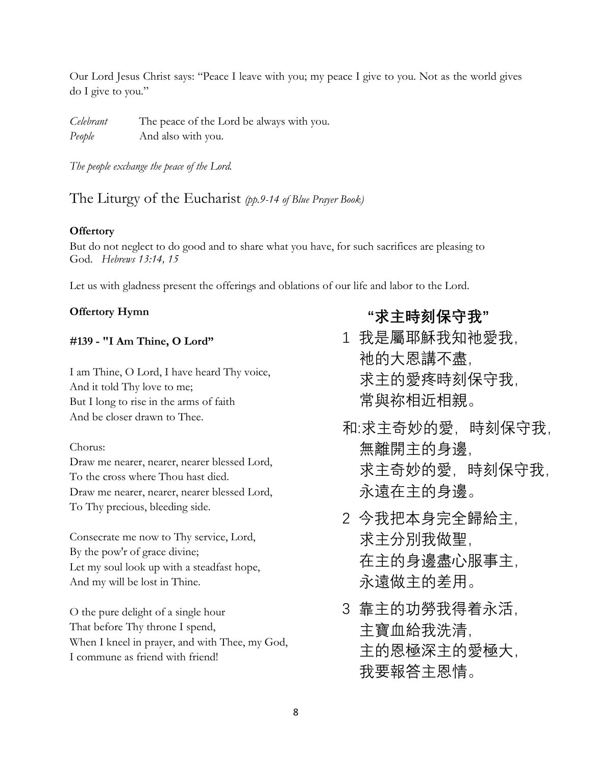Our Lord Jesus Christ says: "Peace I leave with you; my peace I give to you. Not as the world gives do I give to you."

*Celebrant* The peace of the Lord be always with you.
*People* And also with you.

*The people exchange the peace of the Lord.*

## The Liturgy of the Eucharist *(pp.9-14 of Blue Prayer Book)*

**Offertory**

But do not neglect to do good and to share what you have, for such sacrifices are pleasing to God. *Hebrews 13:14, 15*

Let us with gladness present the offerings and oblations of our life and labor to the Lord.

**Offertory Hymn**

**#139 - "I Am Thine, O Lord"**

I am Thine, O Lord, I have heard Thy voice,
And it told Thy love to me;
But I long to rise in the arms of faith
And be closer drawn to Thee.

Chorus:
Draw me nearer, nearer, nearer blessed Lord,
To the cross where Thou hast died.
Draw me nearer, nearer, nearer blessed Lord,
To Thy precious, bleeding side.

Consecrate me now to Thy service, Lord,
By the pow'r of grace divine;
Let my soul look up with a steadfast hope,
And my will be lost in Thine.

O the pure delight of a single hour
That before Thy throne I spend,
When I kneel in prayer, and with Thee, my God,
I commune as friend with friend!

**"求主時刻保守我"**

1 我是屬耶穌我知祂愛我,
祂的大恩講不盡,
求主的愛疼時刻保守我,
常與祢相近相親。

和:求主奇妙的愛，時刻保守我,
無離開主的身邊,
求主奇妙的愛，時刻保守我,
永遠在主的身邊。

2 今我把本身完全歸給主,
求主分別我做聖,
在主的身邊盡心服事主,
永遠做主的差用。

3 靠主的功勞我得着永活,
主寶血給我洗清,
主的恩極深主的愛極大,
我要報答主恩情。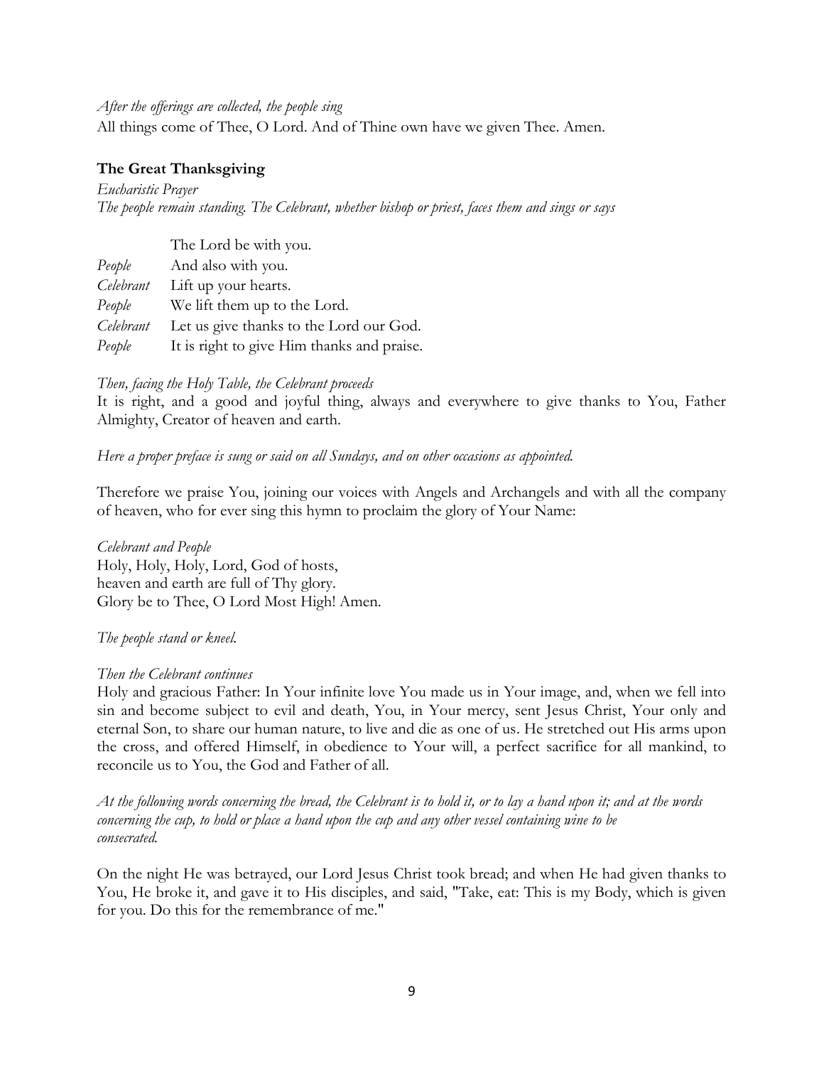*After the offerings are collected, the people sing*
All things come of Thee, O Lord. And of Thine own have we given Thee. Amen.

### The Great Thanksgiving

*Eucharistic Prayer*
*The people remain standing. The Celebrant, whether bishop or priest, faces them and sings or says*

| | |
|---|---|
| | The Lord be with you. |
| *People* | And also with you. |
| *Celebrant* | Lift up your hearts. |
| *People* | We lift them up to the Lord. |
| *Celebrant* | Let us give thanks to the Lord our God. |
| *People* | It is right to give Him thanks and praise. |

*Then, facing the Holy Table, the Celebrant proceeds*
It is right, and a good and joyful thing, always and everywhere to give thanks to You, Father Almighty, Creator of heaven and earth.

*Here a proper preface is sung or said on all Sundays, and on other occasions as appointed.*

Therefore we praise You, joining our voices with Angels and Archangels and with all the company of heaven, who for ever sing this hymn to proclaim the glory of Your Name:

*Celebrant and People*
Holy, Holy, Holy, Lord, God of hosts,
heaven and earth are full of Thy glory.
Glory be to Thee, O Lord Most High! Amen.

*The people stand or kneel.*

*Then the Celebrant continues*
Holy and gracious Father: In Your infinite love You made us in Your image, and, when we fell into sin and become subject to evil and death, You, in Your mercy, sent Jesus Christ, Your only and eternal Son, to share our human nature, to live and die as one of us. He stretched out His arms upon the cross, and offered Himself, in obedience to Your will, a perfect sacrifice for all mankind, to reconcile us to You, the God and Father of all.

*At the following words concerning the bread, the Celebrant is to hold it, or to lay a hand upon it; and at the words concerning the cup, to hold or place a hand upon the cup and any other vessel containing wine to be consecrated.*

On the night He was betrayed, our Lord Jesus Christ took bread; and when He had given thanks to You, He broke it, and gave it to His disciples, and said, "Take, eat: This is my Body, which is given for you. Do this for the remembrance of me."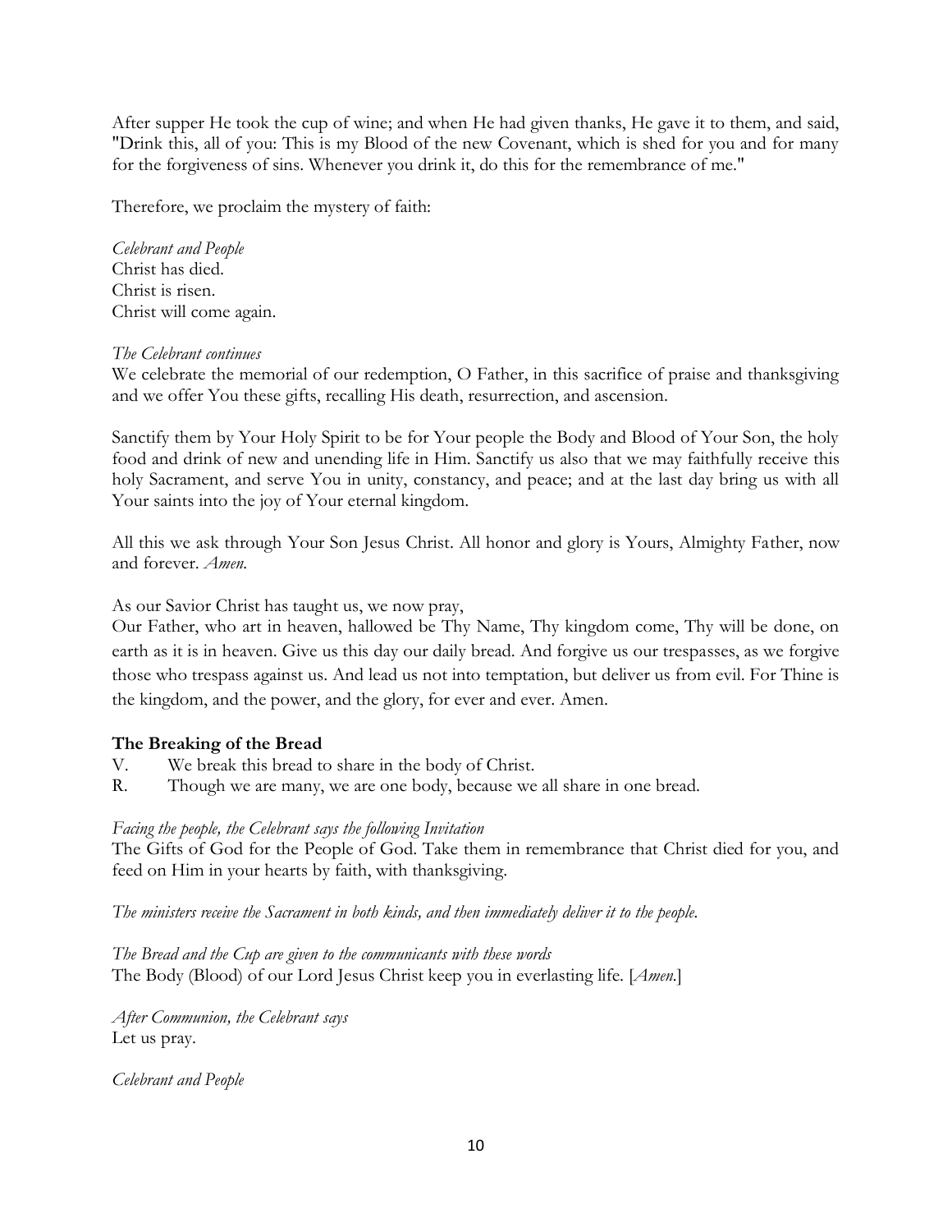After supper He took the cup of wine; and when He had given thanks, He gave it to them, and said, "Drink this, all of you: This is my Blood of the new Covenant, which is shed for you and for many for the forgiveness of sins. Whenever you drink it, do this for the remembrance of me."

Therefore, we proclaim the mystery of faith:

*Celebrant and People*
Christ has died.
Christ is risen.
Christ will come again.

*The Celebrant continues*
We celebrate the memorial of our redemption, O Father, in this sacrifice of praise and thanksgiving and we offer You these gifts, recalling His death, resurrection, and ascension.

Sanctify them by Your Holy Spirit to be for Your people the Body and Blood of Your Son, the holy food and drink of new and unending life in Him. Sanctify us also that we may faithfully receive this holy Sacrament, and serve You in unity, constancy, and peace; and at the last day bring us with all Your saints into the joy of Your eternal kingdom.

All this we ask through Your Son Jesus Christ. All honor and glory is Yours, Almighty Father, now and forever. *Amen.*

As our Savior Christ has taught us, we now pray,
Our Father, who art in heaven, hallowed be Thy Name, Thy kingdom come, Thy will be done, on earth as it is in heaven. Give us this day our daily bread. And forgive us our trespasses, as we forgive those who trespass against us. And lead us not into temptation, but deliver us from evil. For Thine is the kingdom, and the power, and the glory, for ever and ever. Amen.

**The Breaking of the Bread**
V. We break this bread to share in the body of Christ.
R. Though we are many, we are one body, because we all share in one bread.

*Facing the people, the Celebrant says the following Invitation*
The Gifts of God for the People of God. Take them in remembrance that Christ died for you, and feed on Him in your hearts by faith, with thanksgiving.

*The ministers receive the Sacrament in both kinds, and then immediately deliver it to the people.*

*The Bread and the Cup are given to the communicants with these words*
The Body (Blood) of our Lord Jesus Christ keep you in everlasting life. [*Amen.*]

*After Communion, the Celebrant says*
Let us pray.

*Celebrant and People*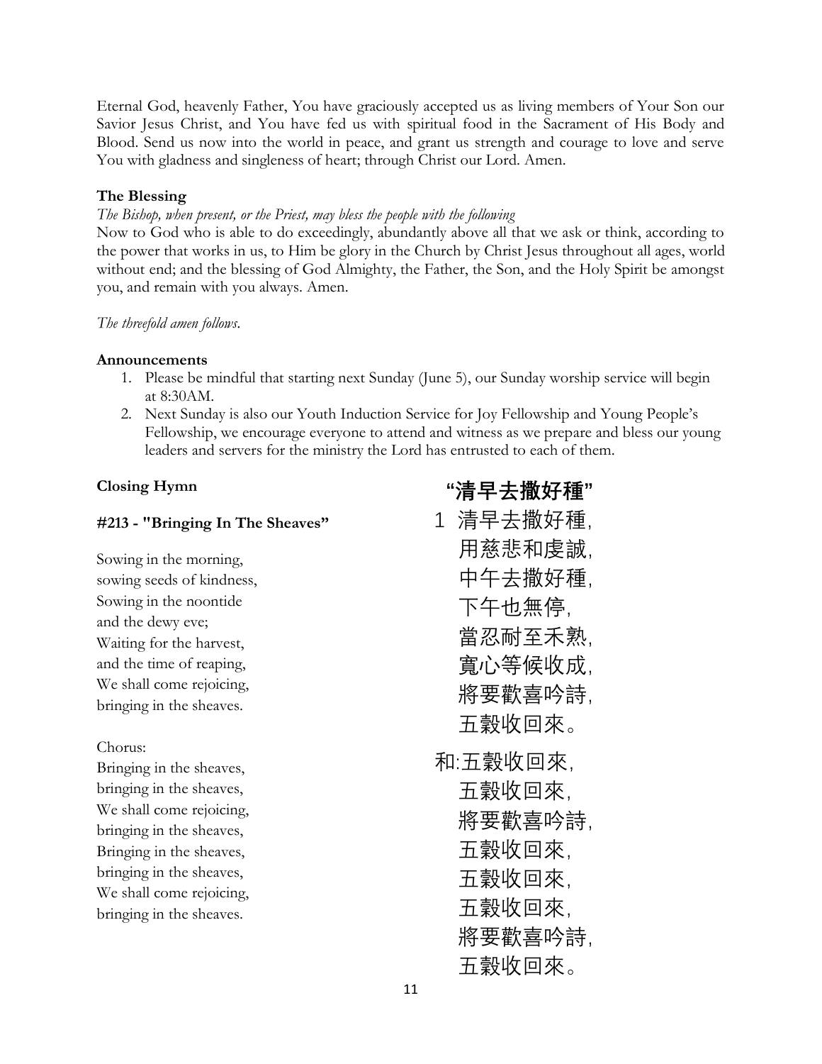Eternal God, heavenly Father, You have graciously accepted us as living members of Your Son our Savior Jesus Christ, and You have fed us with spiritual food in the Sacrament of His Body and Blood. Send us now into the world in peace, and grant us strength and courage to love and serve You with gladness and singleness of heart; through Christ our Lord. Amen.

**The Blessing**

*The Bishop, when present, or the Priest, may bless the people with the following*

Now to God who is able to do exceedingly, abundantly above all that we ask or think, according to the power that works in us, to Him be glory in the Church by Christ Jesus throughout all ages, world without end; and the blessing of God Almighty, the Father, the Son, and the Holy Spirit be amongst you, and remain with you always. Amen.

*The threefold amen follows.*

**Announcements**

1. Please be mindful that starting next Sunday (June 5), our Sunday worship service will begin at 8:30AM.
2. Next Sunday is also our Youth Induction Service for Joy Fellowship and Young People's Fellowship, we encourage everyone to attend and witness as we prepare and bless our young leaders and servers for the ministry the Lord has entrusted to each of them.

**Closing Hymn**

**#213 - "Bringing In The Sheaves"**

Sowing in the morning,
sowing seeds of kindness,
Sowing in the noontide
and the dewy eve;
Waiting for the harvest,
and the time of reaping,
We shall come rejoicing,
bringing in the sheaves.

Chorus:
Bringing in the sheaves,
bringing in the sheaves,
We shall come rejoicing,
bringing in the sheaves,
Bringing in the sheaves,
bringing in the sheaves,
We shall come rejoicing,
bringing in the sheaves.

**"清早去撒好種"**

1 清早去撒好種,
用慈悲和虔誠,
中午去撒好種,
下午也無停,
當忍耐至禾熟,
寬心等候收成,
將要歡喜吟詩,
五穀收回來。

和:五穀收回來,
五穀收回來,
將要歡喜吟詩,
五穀收回來,
五穀收回來,
五穀收回來,
將要歡喜吟詩,
五穀收回來。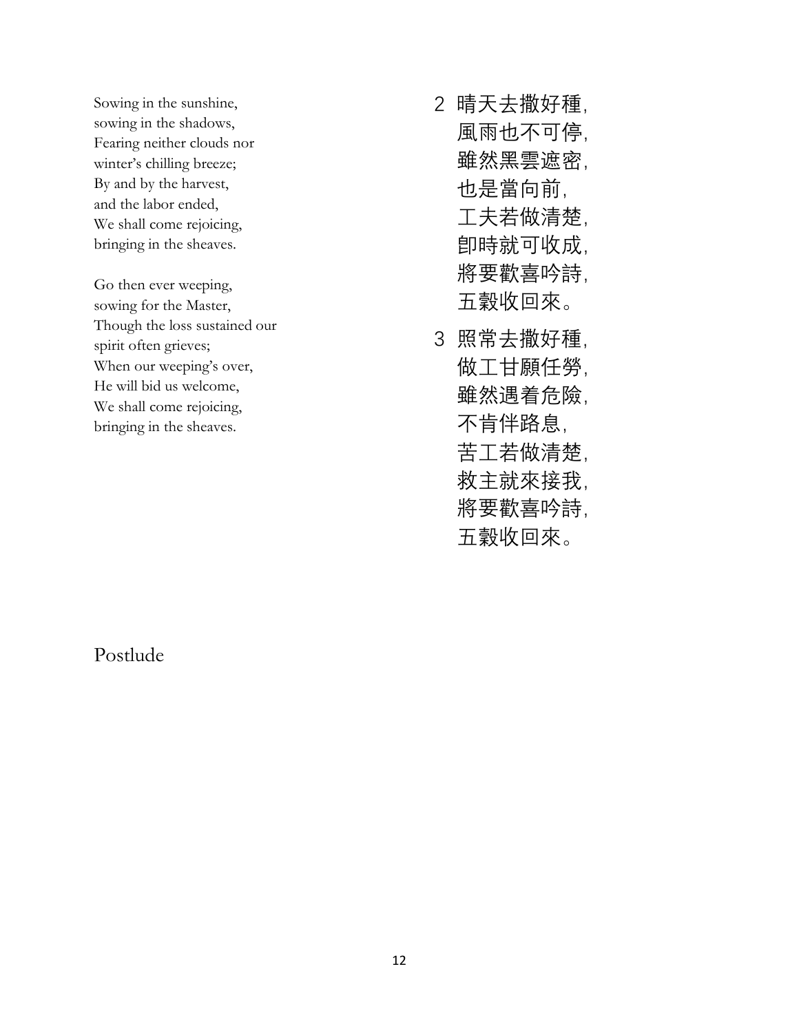Sowing in the sunshine,
sowing in the shadows,
Fearing neither clouds nor
winter's chilling breeze;
By and by the harvest,
and the labor ended,
We shall come rejoicing,
bringing in the sheaves.

Go then ever weeping,
sowing for the Master,
Though the loss sustained our
spirit often grieves;
When our weeping's over,
He will bid us welcome,
We shall come rejoicing,
bringing in the sheaves.

2 晴天去撒好種,
風雨也不可停,
雖然黑雲遮密,
也是當向前,
工夫若做清楚,
卽時就可收成,
將要歡喜吟詩,
五穀收回來。

3 照常去撒好種,
做工甘願任勞,
雖然遇着危險,
不肯伴路息,
苦工若做清楚,
救主就來接我,
將要歡喜吟詩,
五穀收回來。

Postlude